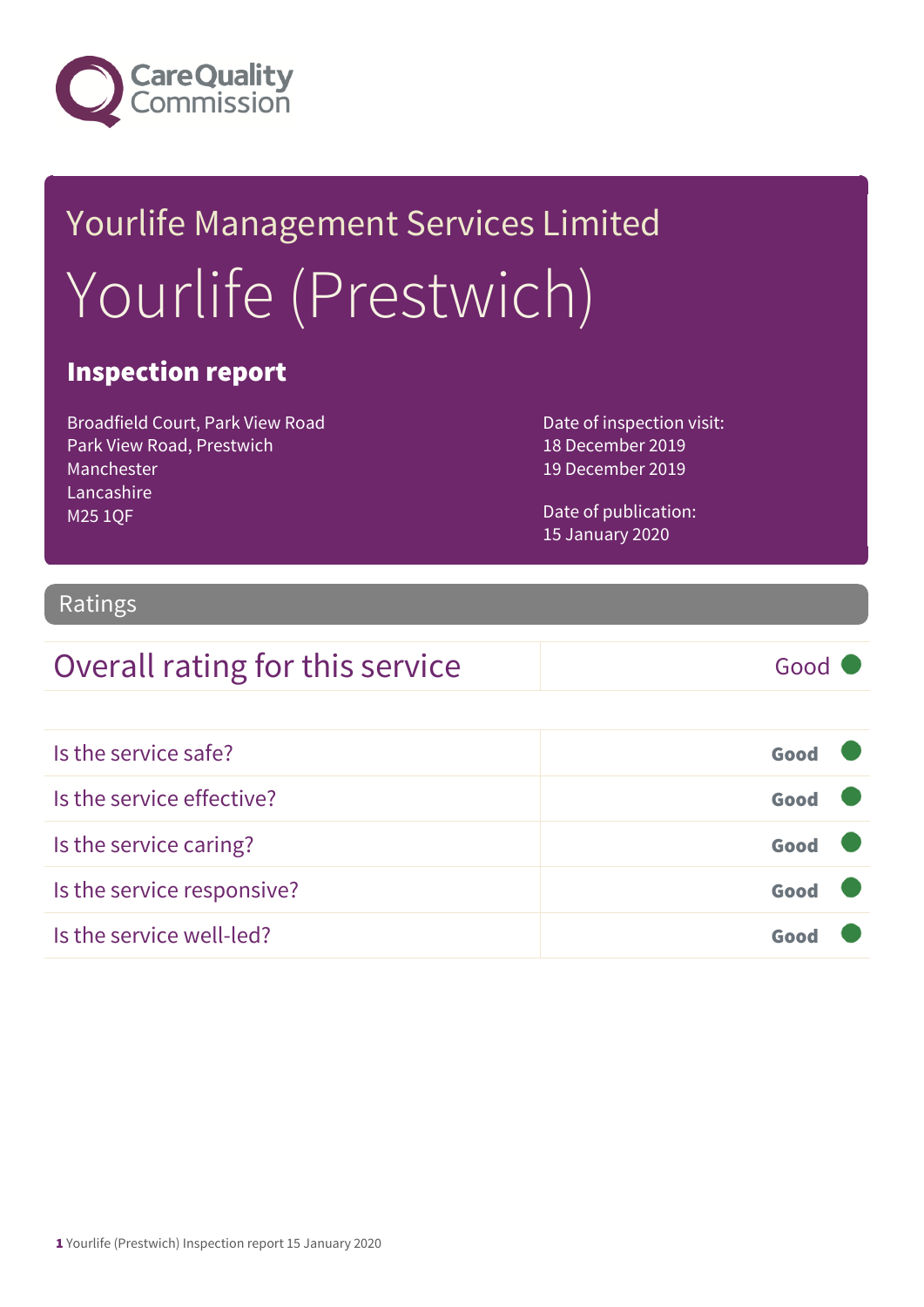Care Quality Commission

# Yourlife Management Services Limited

# Yourlife (Prestwich)

## Inspection report

Broadfield Court, Park View Road
Park View Road, Prestwich
Manchester
Lancashire
M25 1QF

Date of inspection visit:
18 December 2019
19 December 2019

Date of publication:
15 January 2020

## Ratings

| Overall rating for this service | Good |
|---|---|

| | |
|---|---|
| Is the service safe? | **Good** |
| Is the service effective? | **Good** |
| Is the service caring? | **Good** |
| Is the service responsive? | **Good** |
| Is the service well-led? | **Good** |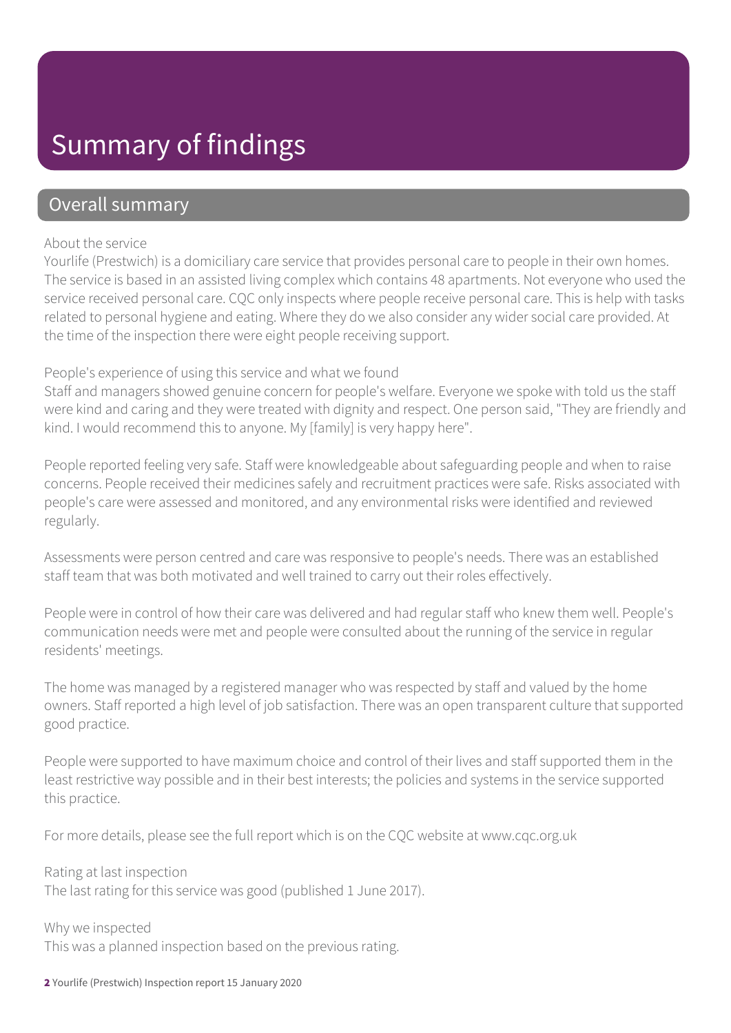# Summary of findings

## Overall summary

About the service

Yourlife (Prestwich) is a domiciliary care service that provides personal care to people in their own homes. The service is based in an assisted living complex which contains 48 apartments. Not everyone who used the service received personal care. CQC only inspects where people receive personal care. This is help with tasks related to personal hygiene and eating. Where they do we also consider any wider social care provided. At the time of the inspection there were eight people receiving support.

People's experience of using this service and what we found

Staff and managers showed genuine concern for people's welfare. Everyone we spoke with told us the staff were kind and caring and they were treated with dignity and respect. One person said, "They are friendly and kind. I would recommend this to anyone. My [family] is very happy here".

People reported feeling very safe. Staff were knowledgeable about safeguarding people and when to raise concerns. People received their medicines safely and recruitment practices were safe. Risks associated with people's care were assessed and monitored, and any environmental risks were identified and reviewed regularly.

Assessments were person centred and care was responsive to people's needs. There was an established staff team that was both motivated and well trained to carry out their roles effectively.

People were in control of how their care was delivered and had regular staff who knew them well. People's communication needs were met and people were consulted about the running of the service in regular residents' meetings.

The home was managed by a registered manager who was respected by staff and valued by the home owners. Staff reported a high level of job satisfaction. There was an open transparent culture that supported good practice.

People were supported to have maximum choice and control of their lives and staff supported them in the least restrictive way possible and in their best interests; the policies and systems in the service supported this practice.

For more details, please see the full report which is on the CQC website at www.cqc.org.uk

Rating at last inspection

The last rating for this service was good (published 1 June 2017).

Why we inspected

This was a planned inspection based on the previous rating.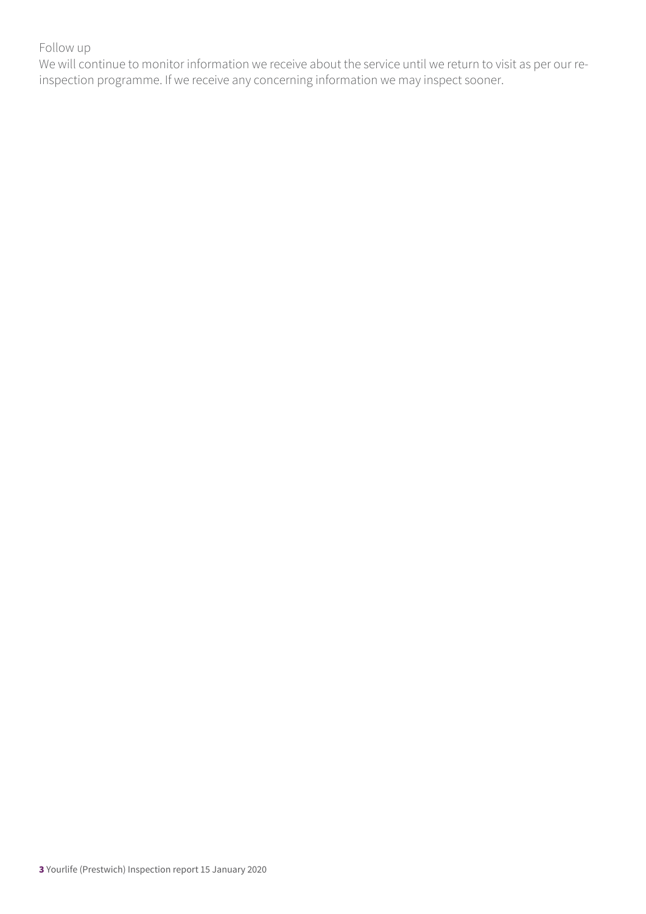Follow up

We will continue to monitor information we receive about the service until we return to visit as per our re-inspection programme. If we receive any concerning information we may inspect sooner.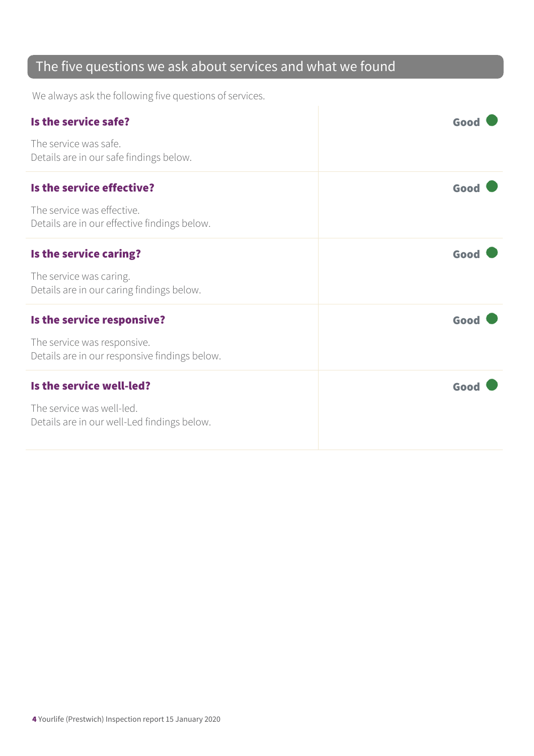## The five questions we ask about services and what we found

We always ask the following five questions of services.

| | |
|---|---|
| **Is the service safe?**<br><br>The service was safe.<br>Details are in our safe findings below. | **Good** |
| **Is the service effective?**<br><br>The service was effective.<br>Details are in our effective findings below. | **Good** |
| **Is the service caring?**<br><br>The service was caring.<br>Details are in our caring findings below. | **Good** |
| **Is the service responsive?**<br><br>The service was responsive.<br>Details are in our responsive findings below. | **Good** |
| **Is the service well-led?**<br><br>The service was well-led.<br>Details are in our well-Led findings below. | **Good** |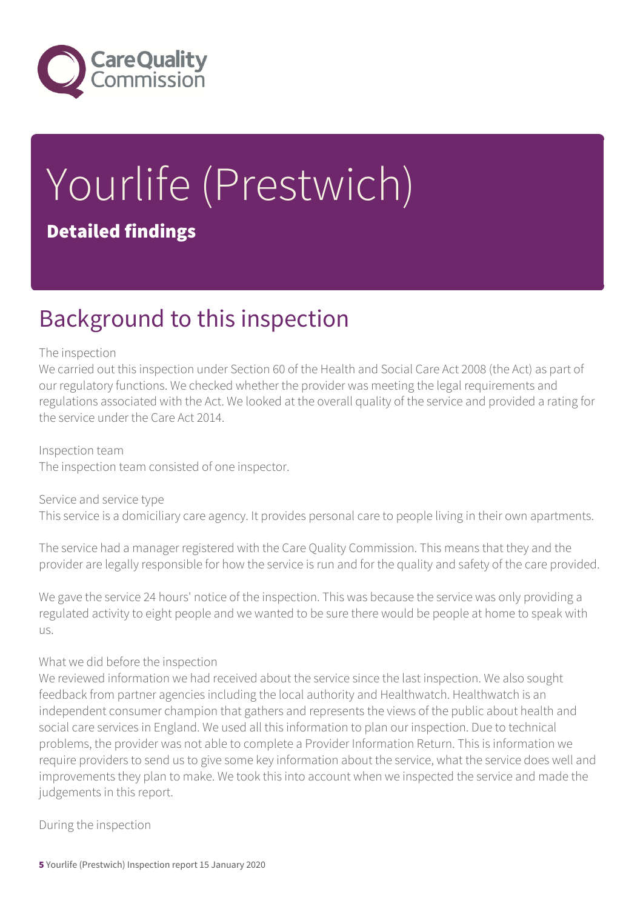# Yourlife (Prestwich)

**Detailed findings**

## Background to this inspection

The inspection

We carried out this inspection under Section 60 of the Health and Social Care Act 2008 (the Act) as part of our regulatory functions. We checked whether the provider was meeting the legal requirements and regulations associated with the Act. We looked at the overall quality of the service and provided a rating for the service under the Care Act 2014.

Inspection team

The inspection team consisted of one inspector.

Service and service type

This service is a domiciliary care agency. It provides personal care to people living in their own apartments.

The service had a manager registered with the Care Quality Commission. This means that they and the provider are legally responsible for how the service is run and for the quality and safety of the care provided.

We gave the service 24 hours' notice of the inspection. This was because the service was only providing a regulated activity to eight people and we wanted to be sure there would be people at home to speak with us.

What we did before the inspection

We reviewed information we had received about the service since the last inspection. We also sought feedback from partner agencies including the local authority and Healthwatch. Healthwatch is an independent consumer champion that gathers and represents the views of the public about health and social care services in England. We used all this information to plan our inspection. Due to technical problems, the provider was not able to complete a Provider Information Return. This is information we require providers to send us to give some key information about the service, what the service does well and improvements they plan to make. We took this into account when we inspected the service and made the judgements in this report.

During the inspection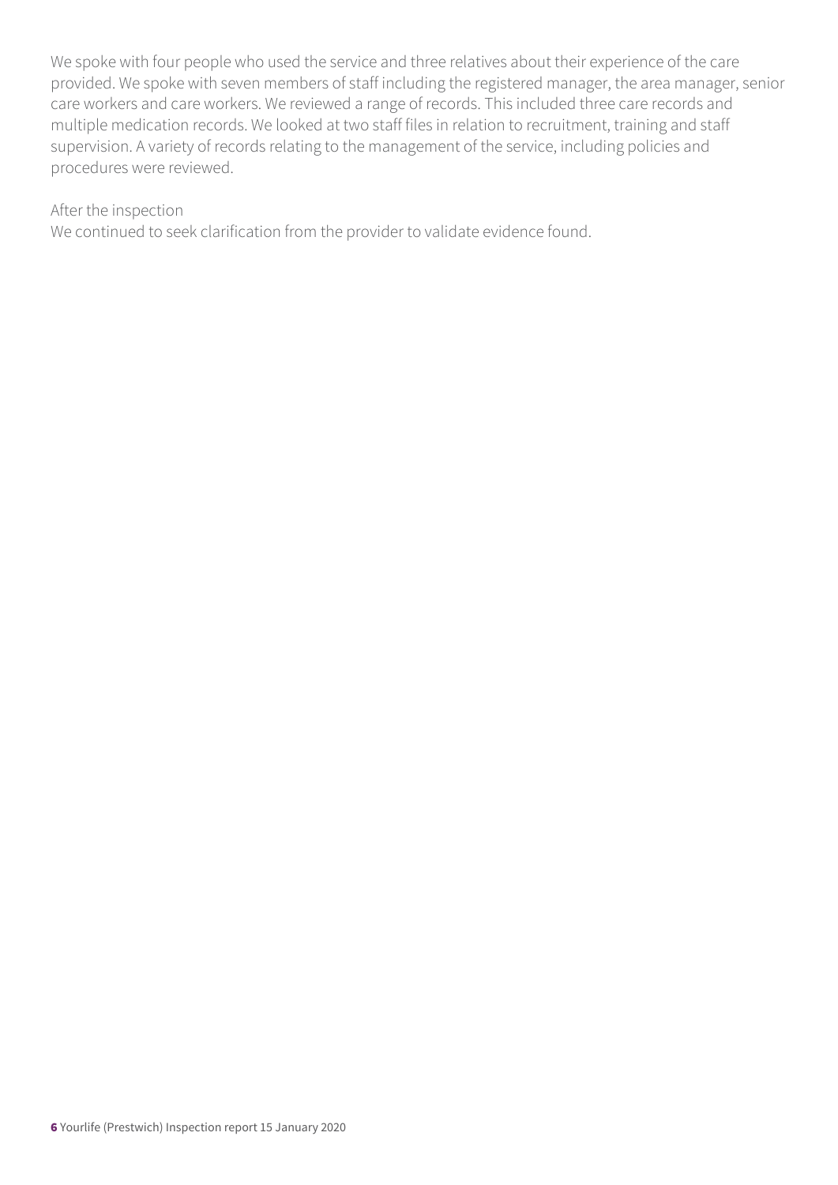We spoke with four people who used the service and three relatives about their experience of the care provided. We spoke with seven members of staff including the registered manager, the area manager, senior care workers and care workers. We reviewed a range of records. This included three care records and multiple medication records. We looked at two staff files in relation to recruitment, training and staff supervision. A variety of records relating to the management of the service, including policies and procedures were reviewed.

After the inspection

We continued to seek clarification from the provider to validate evidence found.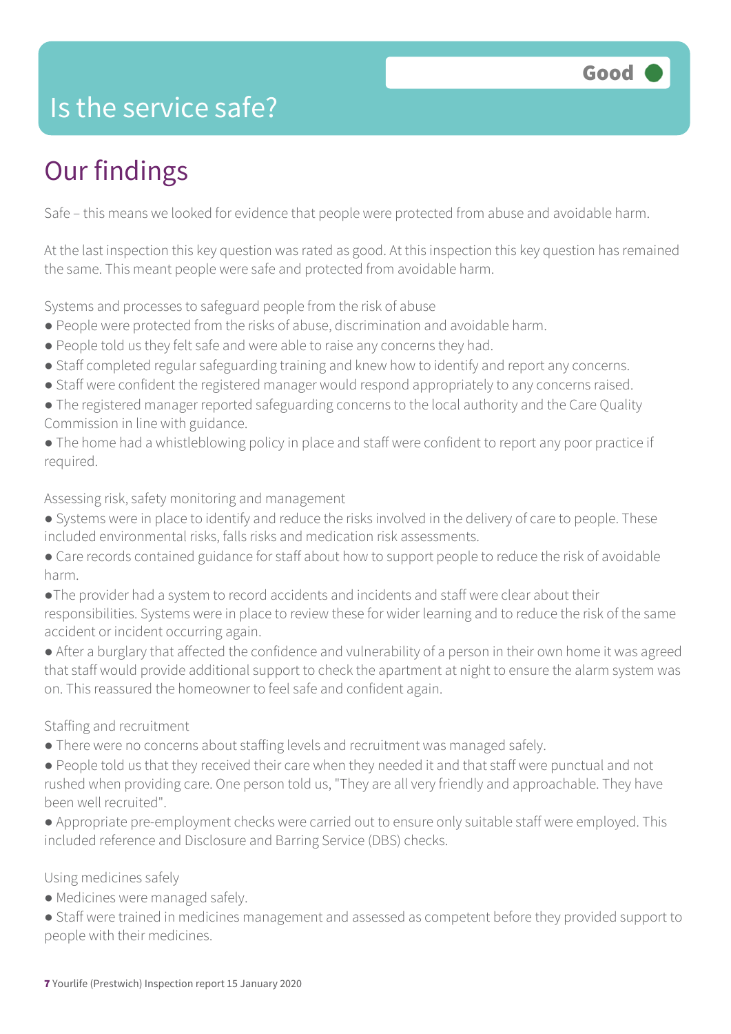# Is the service safe?

Good

## Our findings

Safe – this means we looked for evidence that people were protected from abuse and avoidable harm.

At the last inspection this key question was rated as good. At this inspection this key question has remained the same. This meant people were safe and protected from avoidable harm.

Systems and processes to safeguard people from the risk of abuse

- People were protected from the risks of abuse, discrimination and avoidable harm.
- People told us they felt safe and were able to raise any concerns they had.
- Staff completed regular safeguarding training and knew how to identify and report any concerns.
- Staff were confident the registered manager would respond appropriately to any concerns raised.
- The registered manager reported safeguarding concerns to the local authority and the Care Quality Commission in line with guidance.
- The home had a whistleblowing policy in place and staff were confident to report any poor practice if required.

Assessing risk, safety monitoring and management

- Systems were in place to identify and reduce the risks involved in the delivery of care to people. These included environmental risks, falls risks and medication risk assessments.
- Care records contained guidance for staff about how to support people to reduce the risk of avoidable harm.
- The provider had a system to record accidents and incidents and staff were clear about their responsibilities. Systems were in place to review these for wider learning and to reduce the risk of the same accident or incident occurring again.
- After a burglary that affected the confidence and vulnerability of a person in their own home it was agreed that staff would provide additional support to check the apartment at night to ensure the alarm system was on. This reassured the homeowner to feel safe and confident again.

Staffing and recruitment

- There were no concerns about staffing levels and recruitment was managed safely.
- People told us that they received their care when they needed it and that staff were punctual and not rushed when providing care. One person told us, "They are all very friendly and approachable. They have been well recruited".
- Appropriate pre-employment checks were carried out to ensure only suitable staff were employed. This included reference and Disclosure and Barring Service (DBS) checks.

Using medicines safely

- Medicines were managed safely.
- Staff were trained in medicines management and assessed as competent before they provided support to people with their medicines.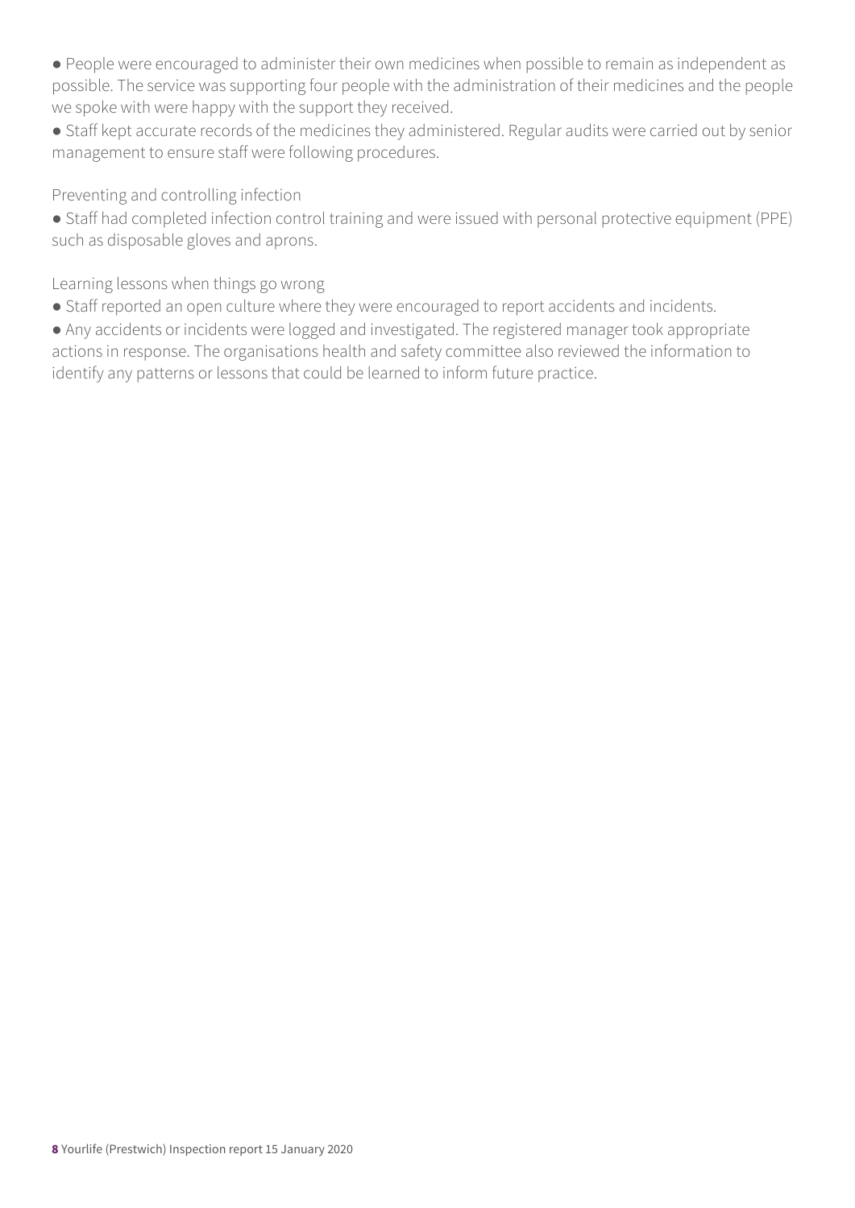- People were encouraged to administer their own medicines when possible to remain as independent as possible. The service was supporting four people with the administration of their medicines and the people we spoke with were happy with the support they received.
- Staff kept accurate records of the medicines they administered. Regular audits were carried out by senior management to ensure staff were following procedures.

Preventing and controlling infection

- Staff had completed infection control training and were issued with personal protective equipment (PPE) such as disposable gloves and aprons.

Learning lessons when things go wrong

- Staff reported an open culture where they were encouraged to report accidents and incidents.
- Any accidents or incidents were logged and investigated. The registered manager took appropriate actions in response. The organisations health and safety committee also reviewed the information to identify any patterns or lessons that could be learned to inform future practice.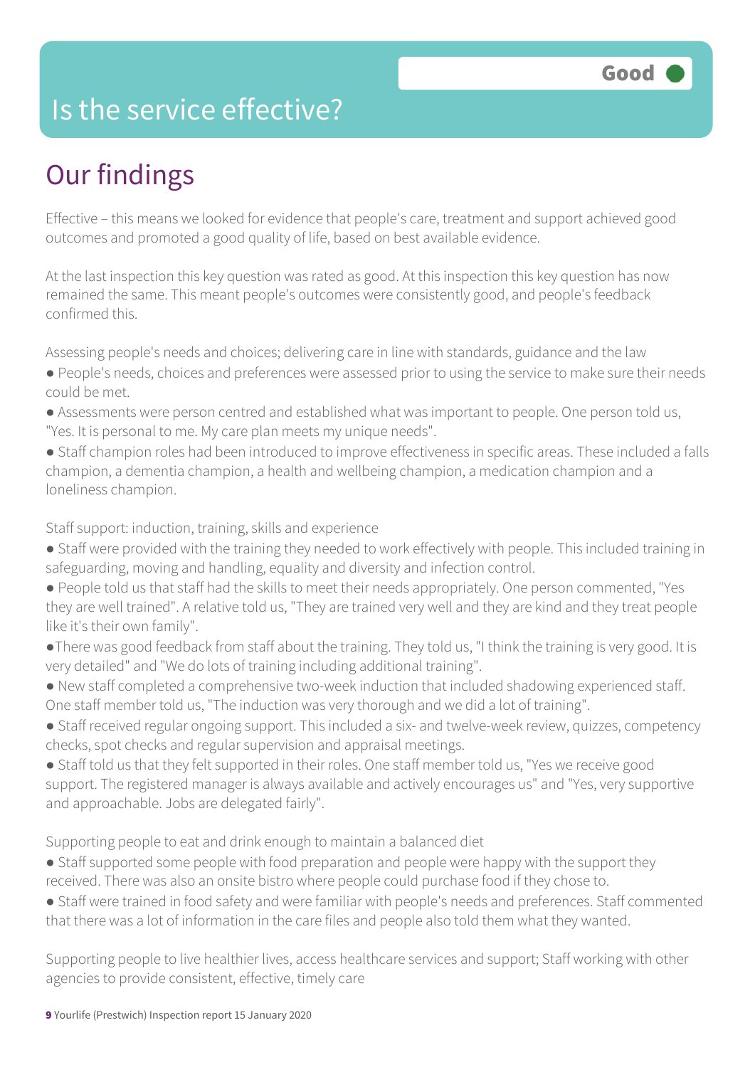# Is the service effective?

Good

## Our findings

Effective – this means we looked for evidence that people's care, treatment and support achieved good outcomes and promoted a good quality of life, based on best available evidence.

At the last inspection this key question was rated as good. At this inspection this key question has now remained the same. This meant people's outcomes were consistently good, and people's feedback confirmed this.

Assessing people's needs and choices; delivering care in line with standards, guidance and the law

- People's needs, choices and preferences were assessed prior to using the service to make sure their needs could be met.
- Assessments were person centred and established what was important to people. One person told us, "Yes. It is personal to me. My care plan meets my unique needs".
- Staff champion roles had been introduced to improve effectiveness in specific areas. These included a falls champion, a dementia champion, a health and wellbeing champion, a medication champion and a loneliness champion.

Staff support: induction, training, skills and experience

- Staff were provided with the training they needed to work effectively with people. This included training in safeguarding, moving and handling, equality and diversity and infection control.
- People told us that staff had the skills to meet their needs appropriately. One person commented, "Yes they are well trained". A relative told us, "They are trained very well and they are kind and they treat people like it's their own family".
- There was good feedback from staff about the training. They told us, "I think the training is very good. It is very detailed" and "We do lots of training including additional training".
- New staff completed a comprehensive two-week induction that included shadowing experienced staff. One staff member told us, "The induction was very thorough and we did a lot of training".
- Staff received regular ongoing support. This included a six- and twelve-week review, quizzes, competency checks, spot checks and regular supervision and appraisal meetings.
- Staff told us that they felt supported in their roles. One staff member told us, "Yes we receive good support. The registered manager is always available and actively encourages us" and "Yes, very supportive and approachable. Jobs are delegated fairly".

Supporting people to eat and drink enough to maintain a balanced diet

- Staff supported some people with food preparation and people were happy with the support they received. There was also an onsite bistro where people could purchase food if they chose to.
- Staff were trained in food safety and were familiar with people's needs and preferences. Staff commented that there was a lot of information in the care files and people also told them what they wanted.

Supporting people to live healthier lives, access healthcare services and support; Staff working with other agencies to provide consistent, effective, timely care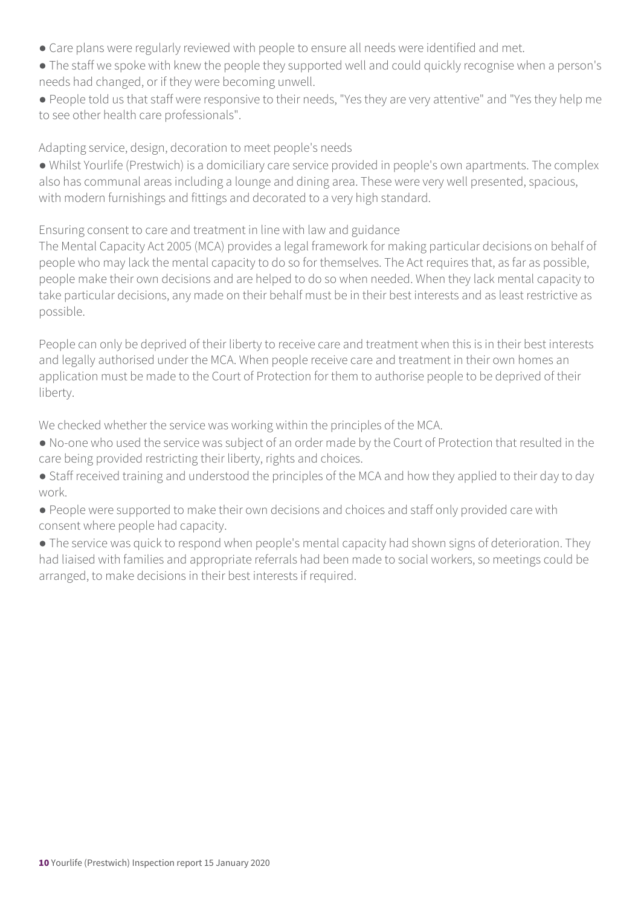- Care plans were regularly reviewed with people to ensure all needs were identified and met.
- The staff we spoke with knew the people they supported well and could quickly recognise when a person's needs had changed, or if they were becoming unwell.
- People told us that staff were responsive to their needs, "Yes they are very attentive" and "Yes they help me to see other health care professionals".

Adapting service, design, decoration to meet people's needs

- Whilst Yourlife (Prestwich) is a domiciliary care service provided in people's own apartments. The complex also has communal areas including a lounge and dining area. These were very well presented, spacious, with modern furnishings and fittings and decorated to a very high standard.

Ensuring consent to care and treatment in line with law and guidance

The Mental Capacity Act 2005 (MCA) provides a legal framework for making particular decisions on behalf of people who may lack the mental capacity to do so for themselves. The Act requires that, as far as possible, people make their own decisions and are helped to do so when needed. When they lack mental capacity to take particular decisions, any made on their behalf must be in their best interests and as least restrictive as possible.

People can only be deprived of their liberty to receive care and treatment when this is in their best interests and legally authorised under the MCA. When people receive care and treatment in their own homes an application must be made to the Court of Protection for them to authorise people to be deprived of their liberty.

We checked whether the service was working within the principles of the MCA.

- No-one who used the service was subject of an order made by the Court of Protection that resulted in the care being provided restricting their liberty, rights and choices.
- Staff received training and understood the principles of the MCA and how they applied to their day to day work.
- People were supported to make their own decisions and choices and staff only provided care with consent where people had capacity.
- The service was quick to respond when people's mental capacity had shown signs of deterioration. They had liaised with families and appropriate referrals had been made to social workers, so meetings could be arranged, to make decisions in their best interests if required.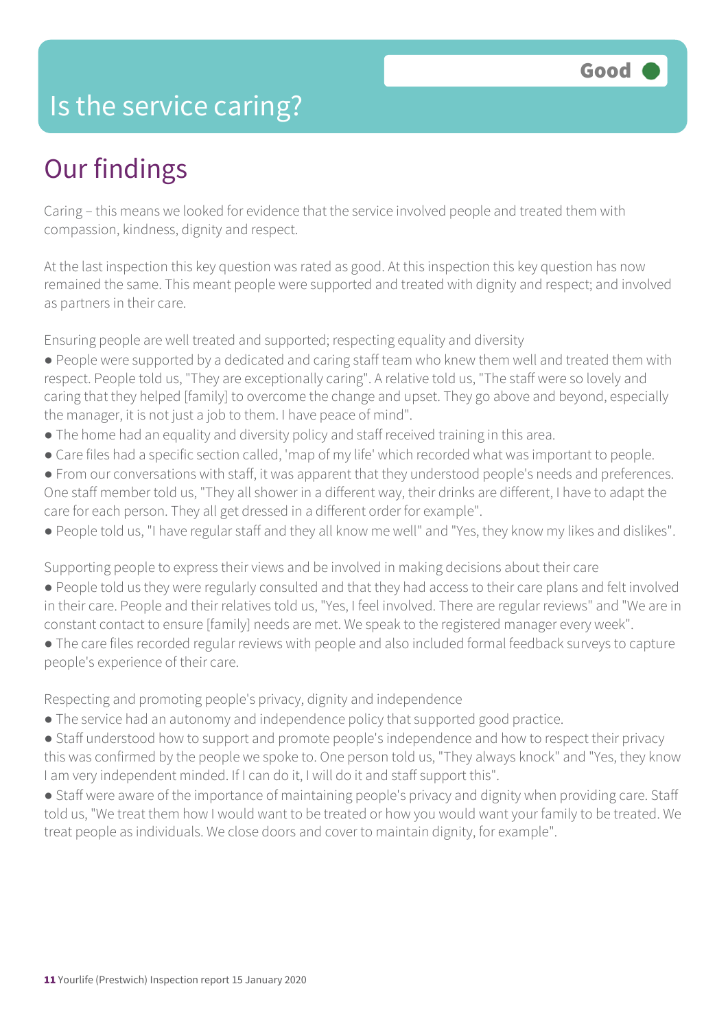# Is the service caring?

**Good**

## Our findings

Caring – this means we looked for evidence that the service involved people and treated them with compassion, kindness, dignity and respect.

At the last inspection this key question was rated as good. At this inspection this key question has now remained the same. This meant people were supported and treated with dignity and respect; and involved as partners in their care.

Ensuring people are well treated and supported; respecting equality and diversity

- People were supported by a dedicated and caring staff team who knew them well and treated them with respect. People told us, "They are exceptionally caring". A relative told us, "The staff were so lovely and caring that they helped [family] to overcome the change and upset. They go above and beyond, especially the manager, it is not just a job to them. I have peace of mind".
- The home had an equality and diversity policy and staff received training in this area.
- Care files had a specific section called, 'map of my life' which recorded what was important to people.
- From our conversations with staff, it was apparent that they understood people's needs and preferences. One staff member told us, "They all shower in a different way, their drinks are different, I have to adapt the care for each person. They all get dressed in a different order for example".
- People told us, "I have regular staff and they all know me well" and "Yes, they know my likes and dislikes".

Supporting people to express their views and be involved in making decisions about their care

- People told us they were regularly consulted and that they had access to their care plans and felt involved in their care. People and their relatives told us, "Yes, I feel involved. There are regular reviews" and "We are in constant contact to ensure [family] needs are met. We speak to the registered manager every week".
- The care files recorded regular reviews with people and also included formal feedback surveys to capture people's experience of their care.

Respecting and promoting people's privacy, dignity and independence

- The service had an autonomy and independence policy that supported good practice.
- Staff understood how to support and promote people's independence and how to respect their privacy this was confirmed by the people we spoke to. One person told us, "They always knock" and "Yes, they know I am very independent minded. If I can do it, I will do it and staff support this".
- Staff were aware of the importance of maintaining people's privacy and dignity when providing care. Staff told us, "We treat them how I would want to be treated or how you would want your family to be treated. We treat people as individuals. We close doors and cover to maintain dignity, for example".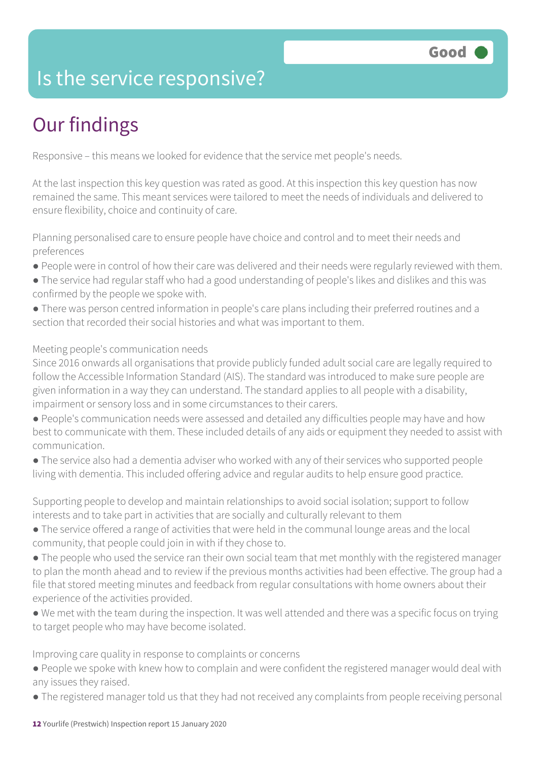# Is the service responsive?

**Good**

## Our findings

Responsive – this means we looked for evidence that the service met people's needs.

At the last inspection this key question was rated as good. At this inspection this key question has now remained the same. This meant services were tailored to meet the needs of individuals and delivered to ensure flexibility, choice and continuity of care.

Planning personalised care to ensure people have choice and control and to meet their needs and preferences

- People were in control of how their care was delivered and their needs were regularly reviewed with them.
- The service had regular staff who had a good understanding of people's likes and dislikes and this was confirmed by the people we spoke with.
- There was person centred information in people's care plans including their preferred routines and a section that recorded their social histories and what was important to them.

Meeting people's communication needs

Since 2016 onwards all organisations that provide publicly funded adult social care are legally required to follow the Accessible Information Standard (AIS). The standard was introduced to make sure people are given information in a way they can understand. The standard applies to all people with a disability, impairment or sensory loss and in some circumstances to their carers.

- People's communication needs were assessed and detailed any difficulties people may have and how best to communicate with them. These included details of any aids or equipment they needed to assist with communication.
- The service also had a dementia adviser who worked with any of their services who supported people living with dementia. This included offering advice and regular audits to help ensure good practice.

Supporting people to develop and maintain relationships to avoid social isolation; support to follow interests and to take part in activities that are socially and culturally relevant to them

- The service offered a range of activities that were held in the communal lounge areas and the local community, that people could join in with if they chose to.
- The people who used the service ran their own social team that met monthly with the registered manager to plan the month ahead and to review if the previous months activities had been effective. The group had a file that stored meeting minutes and feedback from regular consultations with home owners about their experience of the activities provided.
- We met with the team during the inspection. It was well attended and there was a specific focus on trying to target people who may have become isolated.

Improving care quality in response to complaints or concerns

- People we spoke with knew how to complain and were confident the registered manager would deal with any issues they raised.
- The registered manager told us that they had not received any complaints from people receiving personal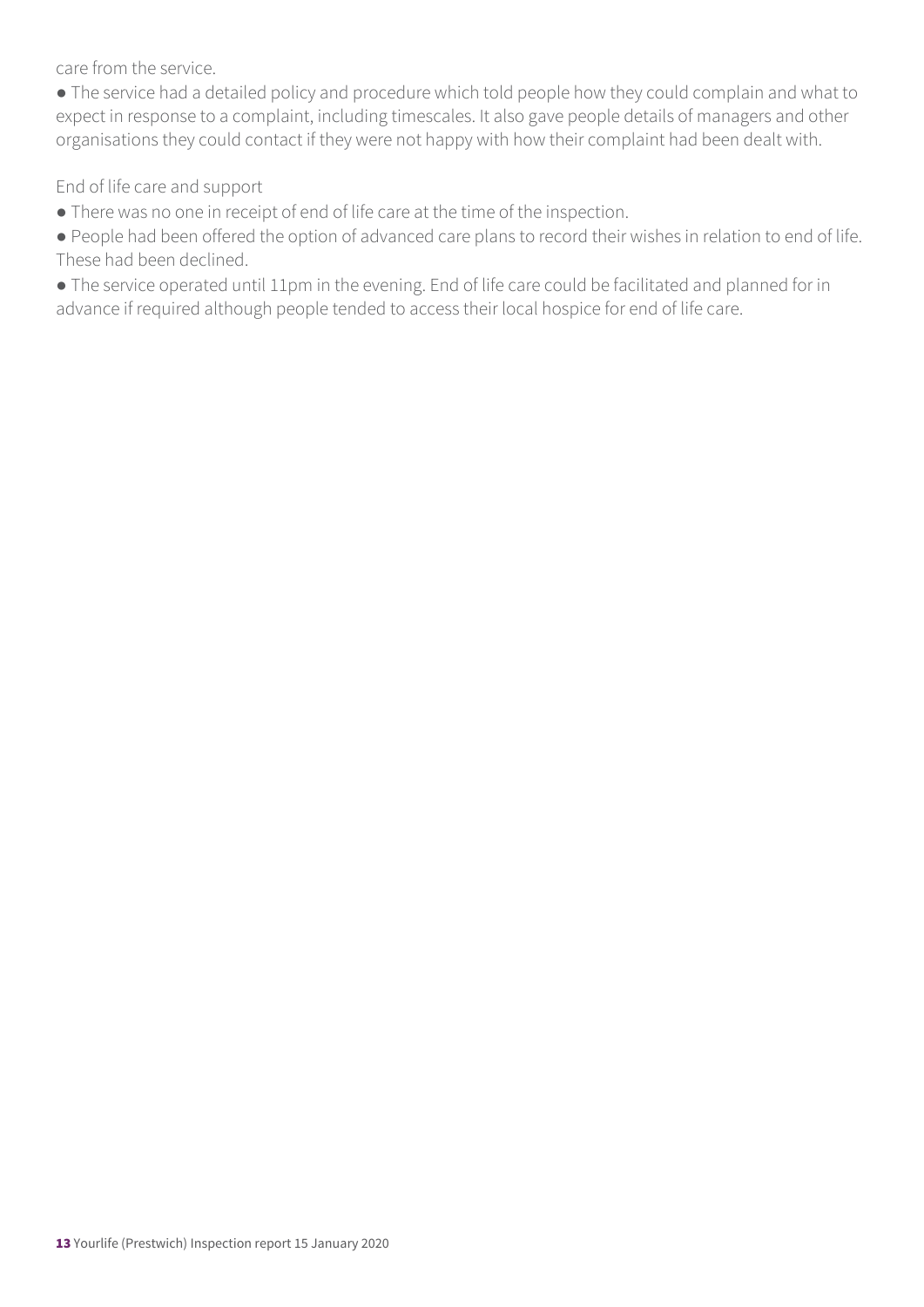care from the service.

- The service had a detailed policy and procedure which told people how they could complain and what to expect in response to a complaint, including timescales. It also gave people details of managers and other organisations they could contact if they were not happy with how their complaint had been dealt with.

End of life care and support

- There was no one in receipt of end of life care at the time of the inspection.
- People had been offered the option of advanced care plans to record their wishes in relation to end of life. These had been declined.
- The service operated until 11pm in the evening. End of life care could be facilitated and planned for in advance if required although people tended to access their local hospice for end of life care.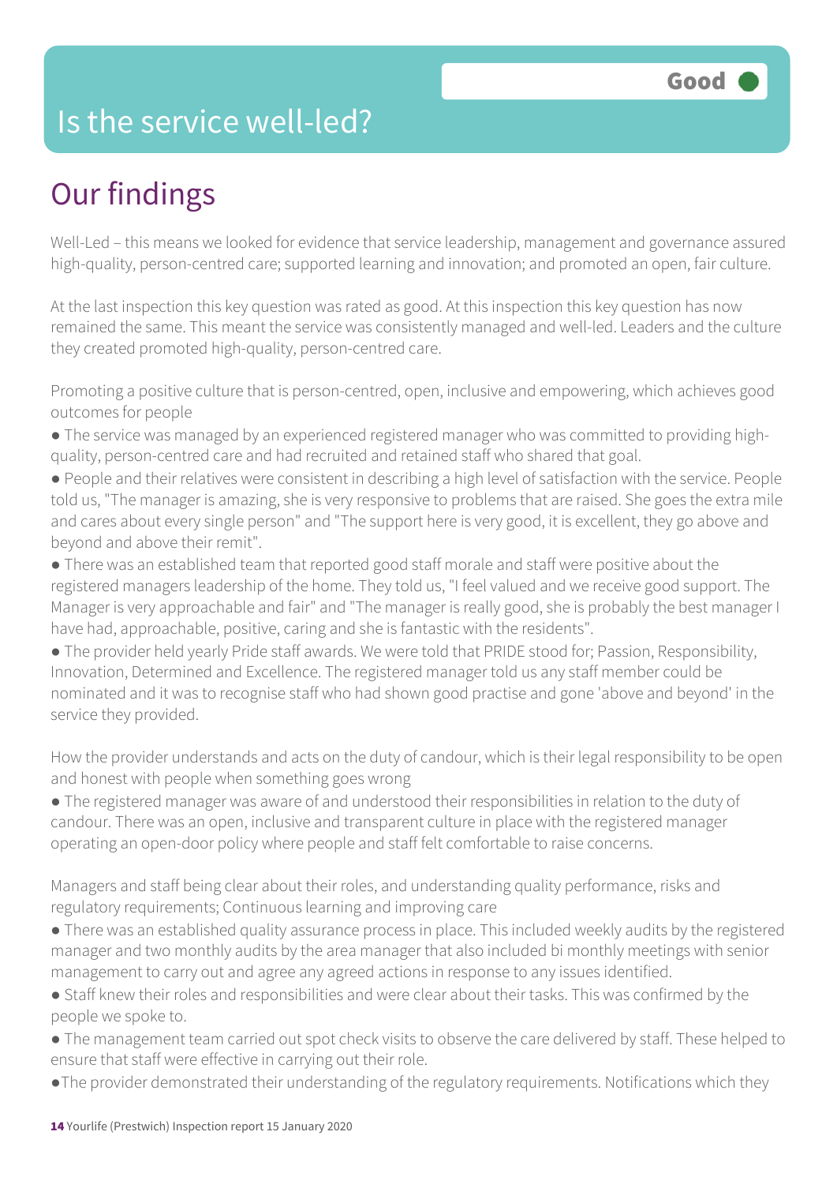# Is the service well-led?

**Good**

## Our findings

Well-Led – this means we looked for evidence that service leadership, management and governance assured high-quality, person-centred care; supported learning and innovation; and promoted an open, fair culture.

At the last inspection this key question was rated as good. At this inspection this key question has now remained the same. This meant the service was consistently managed and well-led. Leaders and the culture they created promoted high-quality, person-centred care.

Promoting a positive culture that is person-centred, open, inclusive and empowering, which achieves good outcomes for people

- The service was managed by an experienced registered manager who was committed to providing high-quality, person-centred care and had recruited and retained staff who shared that goal.
- People and their relatives were consistent in describing a high level of satisfaction with the service. People told us, "The manager is amazing, she is very responsive to problems that are raised. She goes the extra mile and cares about every single person" and "The support here is very good, it is excellent, they go above and beyond and above their remit".
- There was an established team that reported good staff morale and staff were positive about the registered managers leadership of the home. They told us, "I feel valued and we receive good support. The Manager is very approachable and fair" and "The manager is really good, she is probably the best manager I have had, approachable, positive, caring and she is fantastic with the residents".
- The provider held yearly Pride staff awards. We were told that PRIDE stood for; Passion, Responsibility, Innovation, Determined and Excellence. The registered manager told us any staff member could be nominated and it was to recognise staff who had shown good practise and gone 'above and beyond' in the service they provided.

How the provider understands and acts on the duty of candour, which is their legal responsibility to be open and honest with people when something goes wrong

- The registered manager was aware of and understood their responsibilities in relation to the duty of candour. There was an open, inclusive and transparent culture in place with the registered manager operating an open-door policy where people and staff felt comfortable to raise concerns.

Managers and staff being clear about their roles, and understanding quality performance, risks and regulatory requirements; Continuous learning and improving care

- There was an established quality assurance process in place. This included weekly audits by the registered manager and two monthly audits by the area manager that also included bi monthly meetings with senior management to carry out and agree any agreed actions in response to any issues identified.
- Staff knew their roles and responsibilities and were clear about their tasks. This was confirmed by the people we spoke to.
- The management team carried out spot check visits to observe the care delivered by staff. These helped to ensure that staff were effective in carrying out their role.
- The provider demonstrated their understanding of the regulatory requirements. Notifications which they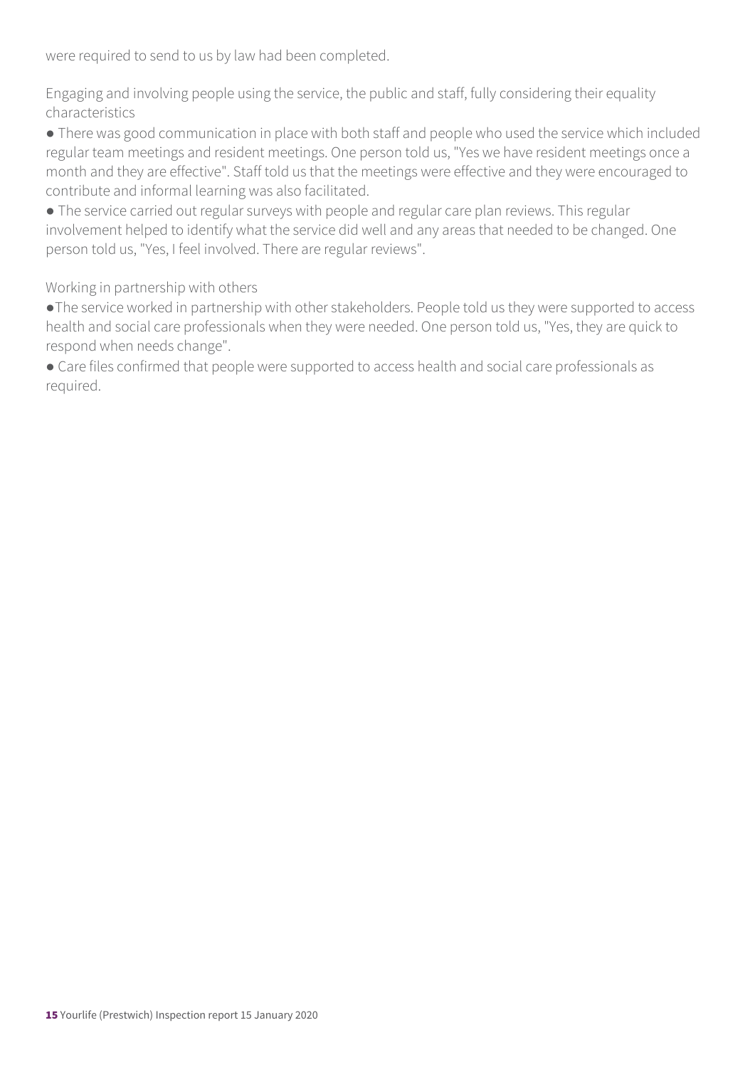were required to send to us by law had been completed.

Engaging and involving people using the service, the public and staff, fully considering their equality characteristics

- There was good communication in place with both staff and people who used the service which included regular team meetings and resident meetings. One person told us, "Yes we have resident meetings once a month and they are effective". Staff told us that the meetings were effective and they were encouraged to contribute and informal learning was also facilitated.
- The service carried out regular surveys with people and regular care plan reviews. This regular involvement helped to identify what the service did well and any areas that needed to be changed. One person told us, "Yes, I feel involved. There are regular reviews".

Working in partnership with others

- The service worked in partnership with other stakeholders. People told us they were supported to access health and social care professionals when they were needed. One person told us, "Yes, they are quick to respond when needs change".
- Care files confirmed that people were supported to access health and social care professionals as required.